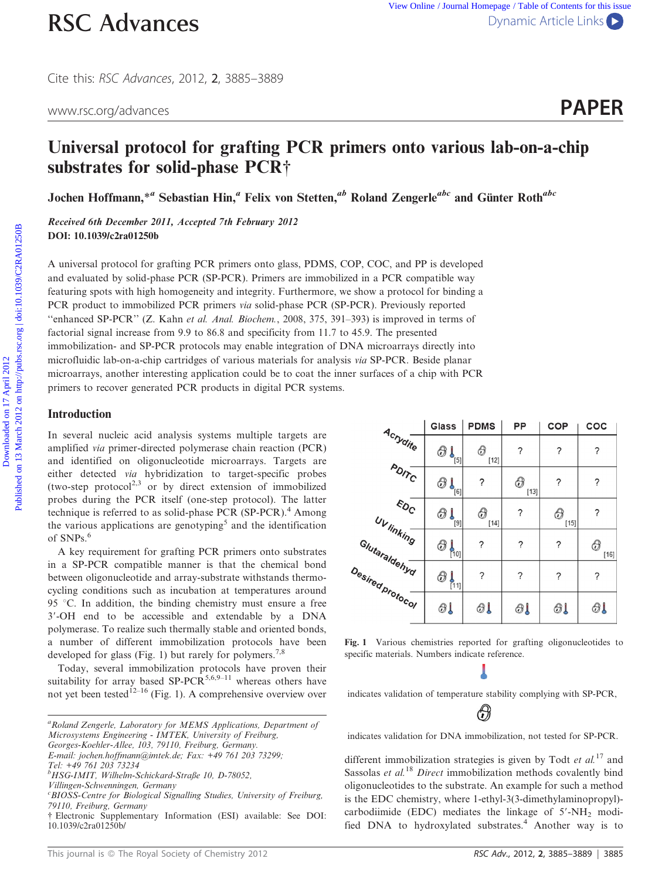# Universal protocol for grafting PCR primers onto various lab-on-a-chip substrates for solid-phase PCR†

**Jochen Hoffmann,*[a] Sebastian Hin,[a] Felix von Stetten,[ab] Roland Zengerle[abc] and Günter Roth[abc]**

***Received 6th December 2011, Accepted 7th February 2012***
**DOI: 10.1039/c2ra01250b**

A universal protocol for grafting PCR primers onto glass, PDMS, COP, COC, and PP is developed and evaluated by solid-phase PCR (SP-PCR). Primers are immobilized in a PCR compatible way featuring spots with high homogeneity and integrity. Furthermore, we show a protocol for binding a PCR product to immobilized PCR primers *via* solid-phase PCR (SP-PCR). Previously reported "enhanced SP-PCR" (Z. Kahn *et al. Anal. Biochem.*, 2008, 375, 391–393) is improved in terms of factorial signal increase from 9.9 to 86.8 and specificity from 11.7 to 45.9. The presented immobilization- and SP-PCR protocols may enable integration of DNA microarrays directly into microfluidic lab-on-a-chip cartridges of various materials for analysis *via* SP-PCR. Beside planar microarrays, another interesting application could be to coat the inner surfaces of a chip with PCR primers to recover generated PCR products in digital PCR systems.

## Introduction

In several nucleic acid analysis systems multiple targets are amplified *via* primer-directed polymerase chain reaction (PCR) and identified on oligonucleotide microarrays. Targets are either detected *via* hybridization to target-specific probes (two-step protocol[2,3] or by direct extension of immobilized probes during the PCR itself (one-step protocol). The latter technique is referred to as solid-phase PCR (SP-PCR).[4] Among the various applications are genotyping[5] and the identification of SNPs.[6]

A key requirement for grafting PCR primers onto substrates in a SP-PCR compatible manner is that the chemical bond between oligonucleotide and array-substrate withstands thermocycling conditions such as incubation at temperatures around 95 °C. In addition, the binding chemistry must ensure a free 3′-OH end to be accessible and extendable by a DNA polymerase. To realize such thermally stable and oriented bonds, a number of different immobilization protocols have been developed for glass (Fig. 1) but rarely for polymers.[7,8]

Today, several immobilization protocols have proven their suitability for array based SP-PCR[5,6,9–11] whereas others have not yet been tested[12–16] (Fig. 1). A comprehensive overview over different immobilization strategies is given by Todt *et al.*[17] and Sassolas *et al.*[18] *Direct* immobilization methods covalently bind oligonucleotides to the substrate. An example for such a method is the EDC chemistry, where 1-ethyl-3(3-dimethylaminopropyl)-carbodiimide (EDC) mediates the linkage of 5′-$NH_2$ modified DNA to hydroxylated substrates.[4] Another way is to

| | Glass | PDMS | PP | COP | COC |
|---|---|---|---|---|---|
| Acrydite | 🔒🌡 [5] | 🔒 [12] | ? | ? | ? |
| PDITC | 🔒🌡 [6] | ? | 🔒 [13] | ? | ? |
| EDC | 🔒🌡 [9] | 🔒 [14] | ? | 🔒 [15] | ? |
| UV linking | 🔒🌡 [10] | ? | ? | ? | 🔒 [16] |
| Glutaraldehyd | 🔒🌡 [11] | ? | ? | ? | ? |
| Desired protocol | 🔒🌡 | 🔒🌡 | 🔒🌡 | 🔒🌡 | 🔒🌡 |

**Fig. 1** Various chemistries reported for grafting oligonucleotides to specific materials. Numbers indicate reference. 🌡 indicates validation of temperature stability complying with SP-PCR, 🔒 indicates validation for DNA immobilization, not tested for SP-PCR.

[a]Roland Zengerle, Laboratory for MEMS Applications, Department of Microsystems Engineering - IMTEK, University of Freiburg, Georges-Koehler-Allee, 103, 79110, Freiburg, Germany. E-mail: jochen.hoffmann@imtek.de; Fax: +49 761 203 73299; Tel: +49 761 203 73234
[b]HSG-IMIT, Wilhelm-Schickard-Straße 10, D-78052, Villingen-Schwenningen, Germany
[c]BIOSS-Centre for Biological Signalling Studies, University of Freiburg, 79110, Freiburg, Germany
† Electronic Supplementary Information (ESI) available: See DOI: 10.1039/c2ra01250b/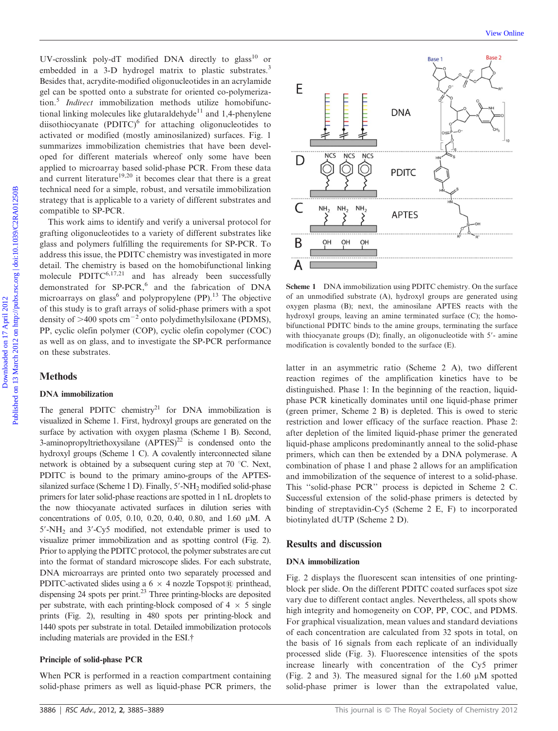UV-crosslink poly-dT modified DNA directly to glass[10] or embedded in a 3-D hydrogel matrix to plastic substrates.[3] Besides that, acrydite-modified oligonucleotides in an acrylamide gel can be spotted onto a substrate for oriented co-polymerization.[5] *Indirect* immobilization methods utilize homobifunctional linking molecules like glutaraldehyde[11] and 1,4-phenylene diisothiocyanate (PDITC)[6] for attaching oligonucleotides to activated or modified (mostly aminosilanized) surfaces. Fig. 1 summarizes immobilization chemistries that have been developed for different materials whereof only some have been applied to microarray based solid-phase PCR. From these data and current literature[19,20] it becomes clear that there is a great technical need for a simple, robust, and versatile immobilization strategy that is applicable to a variety of different substrates and compatible to SP-PCR.

This work aims to identify and verify a universal protocol for grafting oligonucleotides to a variety of different substrates like glass and polymers fulfilling the requirements for SP-PCR. To address this issue, the PDITC chemistry was investigated in more detail. The chemistry is based on the homobifunctional linking molecule PDITC[6,17,21] and has already been successfully demonstrated for SP-PCR,[6] and the fabrication of DNA microarrays on glass[6] and polypropylene (PP).[13] The objective of this study is to graft arrays of solid-phase primers with a spot density of >400 spots $cm^{-2}$ onto polydimethylsiloxane (PDMS), PP, cyclic olefin polymer (COP), cyclic olefin copolymer (COC) as well as on glass, and to investigate the SP-PCR performance on these substrates.

Scheme 1 DNA immobilization using PDITC chemistry. On the surface of an unmodified substrate (A), hydroxyl groups are generated using oxygen plasma (B); next, the aminosilane APTES reacts with the hydroxyl groups, leaving an amine terminated surface (C); the homobifunctional PDITC binds to the amine groups, terminating the surface with thiocyanate groups (D); finally, an oligonucleotide with 5′- amine modification is covalently bonded to the surface (E).

## Methods

### DNA immobilization

The general PDITC chemistry[21] for DNA immobilization is visualized in Scheme 1. First, hydroxyl groups are generated on the surface by activation with oxygen plasma (Scheme 1 B). Second, 3-aminopropyltriethoxysilane (APTES)[22] is condensed onto the hydroxyl groups (Scheme 1 C). A covalently interconnected silane network is obtained by a subsequent curing step at 70 °C. Next, PDITC is bound to the primary amino-groups of the APTES-silanized surface (Scheme 1 D). Finally, 5′-$NH_2$ modified solid-phase primers for later solid-phase reactions are spotted in 1 nL droplets to the now thiocyanate activated surfaces in dilution series with concentrations of 0.05, 0.10, 0.20, 0.40, 0.80, and 1.60 μM. A 5′-$NH_2$ and 3′-Cy5 modified, not extendable primer is used to visualize primer immobilization and as spotting control (Fig. 2). Prior to applying the PDITC protocol, the polymer substrates are cut into the format of standard microscope slides. For each substrate, DNA microarrays are printed onto two separately processed and PDITC-activated slides using a 6 × 4 nozzle Topspot® printhead, dispensing 24 spots per print.[23] Three printing-blocks are deposited per substrate, with each printing-block composed of 4 × 5 single prints (Fig. 2), resulting in 480 spots per printing-block and 1440 spots per substrate in total. Detailed immobilization protocols including materials are provided in the ESI.†

### Principle of solid-phase PCR

When PCR is performed in a reaction compartment containing solid-phase primers as well as liquid-phase PCR primers, the latter in an asymmetric ratio (Scheme 2 A), two different reaction regimes of the amplification kinetics have to be distinguished. Phase 1: In the beginning of the reaction, liquid-phase PCR kinetically dominates until one liquid-phase primer (green primer, Scheme 2 B) is depleted. This is owed to steric restriction and lower efficacy of the surface reaction. Phase 2: after depletion of the limited liquid-phase primer the generated liquid-phase amplicons predominantly anneal to the solid-phase primers, which can then be extended by a DNA polymerase. A combination of phase 1 and phase 2 allows for an amplification and immobilization of the sequence of interest to a solid-phase. This "solid-phase PCR" process is depicted in Scheme 2 C. Successful extension of the solid-phase primers is detected by binding of streptavidin-Cy5 (Scheme 2 E, F) to incorporated biotinylated dUTP (Scheme 2 D).

## Results and discussion

### DNA immobilization

Fig. 2 displays the fluorescent scan intensities of one printing-block per slide. On the different PDITC coated surfaces spot size vary due to different contact angles. Nevertheless, all spots show high integrity and homogeneity on COP, PP, COC, and PDMS. For graphical visualization, mean values and standard deviations of each concentration are calculated from 32 spots in total, on the basis of 16 signals from each replicate of an individually processed slide (Fig. 3). Fluorescence intensities of the spots increase linearly with concentration of the Cy5 primer (Fig. 2 and 3). The measured signal for the 1.60 μM spotted solid-phase primer is lower than the extrapolated value,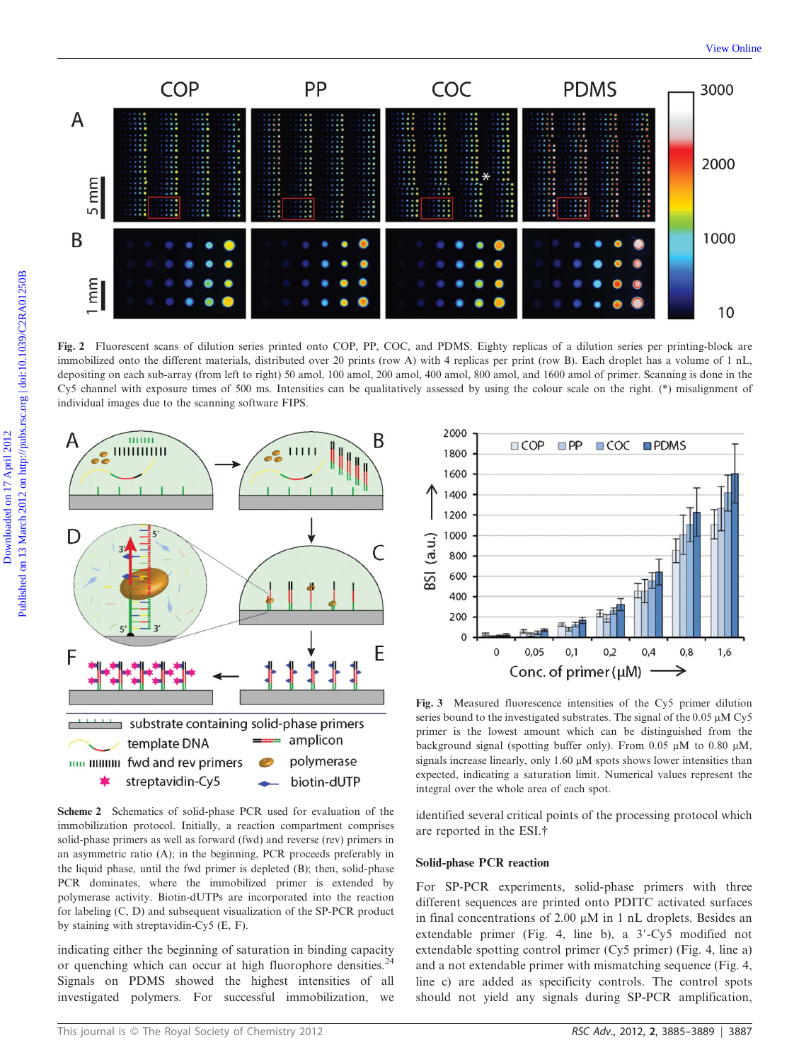Fig. 2 Fluorescent scans of dilution series printed onto COP, PP, COC, and PDMS. Eighty replicas of a dilution series per printing-block are immobilized onto the different materials, distributed over 20 prints (row A) with 4 replicas per print (row B). Each droplet has a volume of 1 nL, depositing on each sub-array (from left to right) 50 amol, 100 amol, 200 amol, 400 amol, 800 amol, and 1600 amol of primer. Scanning is done in the Cy5 channel with exposure times of 500 ms. Intensities can be qualitatively assessed by using the colour scale on the right. (*) misalignment of individual images due to the scanning software FIPS.

Scheme 2 Schematics of solid-phase PCR used for evaluation of the immobilization protocol. Initially, a reaction compartment comprises solid-phase primers as well as forward (fwd) and reverse (rev) primers in an asymmetric ratio (A); in the beginning, PCR proceeds preferably in the liquid phase, until the fwd primer is depleted (B); then, solid-phase PCR dominates, where the immobilized primer is extended by polymerase activity. Biotin-dUTPs are incorporated into the reaction for labeling (C, D) and subsequent visualization of the SP-PCR product by staining with streptavidin-Cy5 (E, F).

Fig. 3 Measured fluorescence intensities of the Cy5 primer dilution series bound to the investigated substrates. The signal of the 0.05 µM Cy5 primer is the lowest amount which can be distinguished from the background signal (spotting buffer only). From 0.05 µM to 0.80 µM, signals increase linearly, only 1.60 µM spots shows lower intensities than expected, indicating a saturation limit. Numerical values represent the integral over the whole area of each spot.

indicating either the beginning of saturation in binding capacity or quenching which can occur at high fluorophore densities.[24] Signals on PDMS showed the highest intensities of all investigated polymers. For successful immobilization, we identified several critical points of the processing protocol which are reported in the ESI.†

### Solid-phase PCR reaction

For SP-PCR experiments, solid-phase primers with three different sequences are printed onto PDITC activated surfaces in final concentrations of 2.00 µM in 1 nL droplets. Besides an extendable primer (Fig. 4, line b), a 3′-Cy5 modified not extendable spotting control primer (Cy5 primer) (Fig. 4, line a) and a not extendable primer with mismatching sequence (Fig. 4, line c) are added as specificity controls. The control spots should not yield any signals during SP-PCR amplification,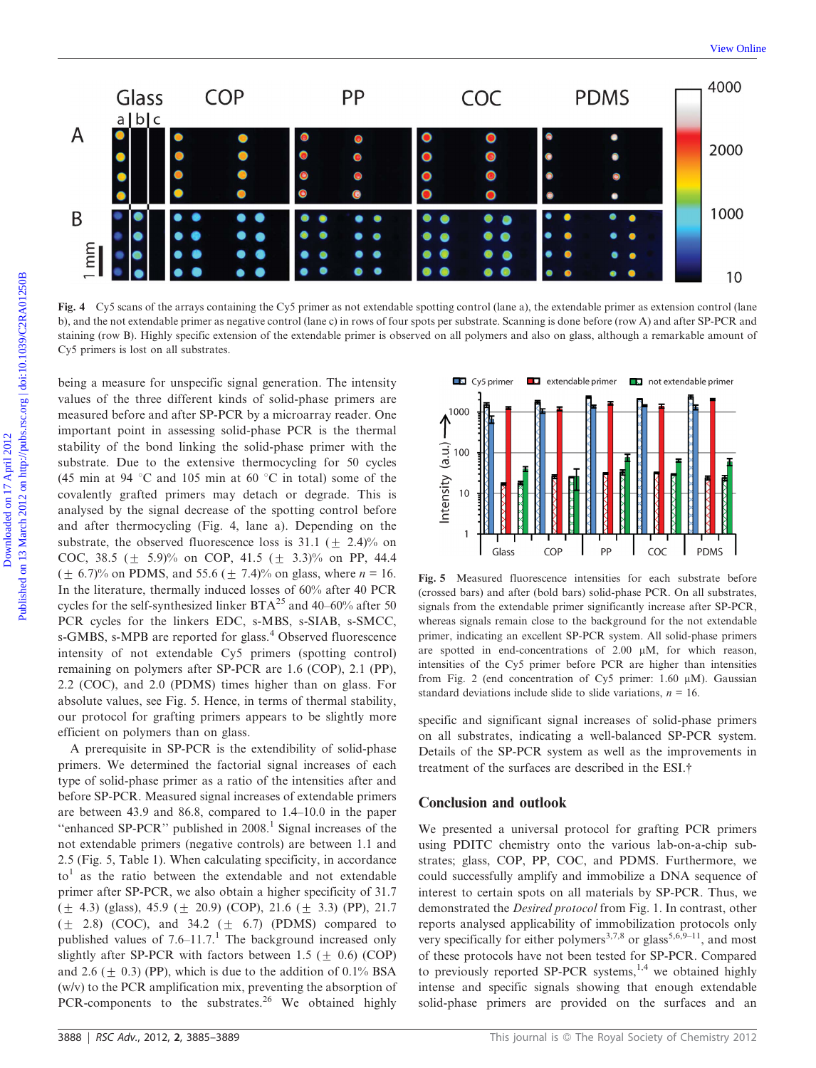Fig. 4 Cy5 scans of the arrays containing the Cy5 primer as not extendable spotting control (lane a), the extendable primer as extension control (lane b), and the not extendable primer as negative control (lane c) in rows of four spots per substrate. Scanning is done before (row A) and after SP-PCR and staining (row B). Highly specific extension of the extendable primer is observed on all polymers and also on glass, although a remarkable amount of Cy5 primers is lost on all substrates.

being a measure for unspecific signal generation. The intensity values of the three different kinds of solid-phase primers are measured before and after SP-PCR by a microarray reader. One important point in assessing solid-phase PCR is the thermal stability of the bond linking the solid-phase primer with the substrate. Due to the extensive thermocycling for 50 cycles (45 min at 94 °C and 105 min at 60 °C in total) some of the covalently grafted primers may detach or degrade. This is analysed by the signal decrease of the spotting control before and after thermocycling (Fig. 4, lane a). Depending on the substrate, the observed fluorescence loss is 31.1 (± 2.4)% on COC, 38.5 (± 5.9)% on COP, 41.5 (± 3.3)% on PP, 44.4 (± 6.7)% on PDMS, and 55.6 (± 7.4)% on glass, where $n = 16$. In the literature, thermally induced losses of 60% after 40 PCR cycles for the self-synthesized linker BTA[25] and 40–60% after 50 PCR cycles for the linkers EDC, s-MBS, s-SIAB, s-SMCC, s-GMBS, s-MPB are reported for glass.[4] Observed fluorescence intensity of not extendable Cy5 primers (spotting control) remaining on polymers after SP-PCR are 1.6 (COP), 2.1 (PP), 2.2 (COC), and 2.0 (PDMS) times higher than on glass. For absolute values, see Fig. 5. Hence, in terms of thermal stability, our protocol for grafting primers appears to be slightly more efficient on polymers than on glass.

A prerequisite in SP-PCR is the extendibility of solid-phase primers. We determined the factorial signal increases of each type of solid-phase primer as a ratio of the intensities after and before SP-PCR. Measured signal increases of extendable primers are between 43.9 and 86.8, compared to 1.4–10.0 in the paper "enhanced SP-PCR" published in 2008.[1] Signal increases of the not extendable primers (negative controls) are between 1.1 and 2.5 (Fig. 5, Table 1). When calculating specificity, in accordance to[1] as the ratio between the extendable and not extendable primer after SP-PCR, we also obtain a higher specificity of 31.7 (± 4.3) (glass), 45.9 (± 20.9) (COP), 21.6 (± 3.3) (PP), 21.7 (± 2.8) (COC), and 34.2 (± 6.7) (PDMS) compared to published values of 7.6–11.7.[1] The background increased only slightly after SP-PCR with factors between 1.5 (± 0.6) (COP) and 2.6 (± 0.3) (PP), which is due to the addition of 0.1% BSA (w/v) to the PCR amplification mix, preventing the absorption of PCR-components to the substrates.[26] We obtained highly specific and significant signal increases of solid-phase primers on all substrates, indicating a well-balanced SP-PCR system. Details of the SP-PCR system as well as the improvements in treatment of the surfaces are described in the ESI.†

Fig. 5 Measured fluorescence intensities for each substrate before (crossed bars) and after (bold bars) solid-phase PCR. On all substrates, signals from the extendable primer significantly increase after SP-PCR, whereas signals remain close to the background for the not extendable primer, indicating an excellent SP-PCR system. All solid-phase primers are spotted in end-concentrations of 2.00 µM, for which reason, intensities of the Cy5 primer before PCR are higher than intensities from Fig. 2 (end concentration of Cy5 primer: 1.60 µM). Gaussian standard deviations include slide to slide variations, $n = 16$.

## Conclusion and outlook

We presented a universal protocol for grafting PCR primers using PDITC chemistry onto the various lab-on-a-chip substrates; glass, COP, PP, COC, and PDMS. Furthermore, we could successfully amplify and immobilize a DNA sequence of interest to certain spots on all materials by SP-PCR. Thus, we demonstrated the *Desired protocol* from Fig. 1. In contrast, other reports analysed applicability of immobilization protocols only very specifically for either polymers[3,7,8] or glass[5,6,9–11], and most of these protocols have not been tested for SP-PCR. Compared to previously reported SP-PCR systems,[1,4] we obtained highly intense and specific signals showing that enough extendable solid-phase primers are provided on the surfaces and an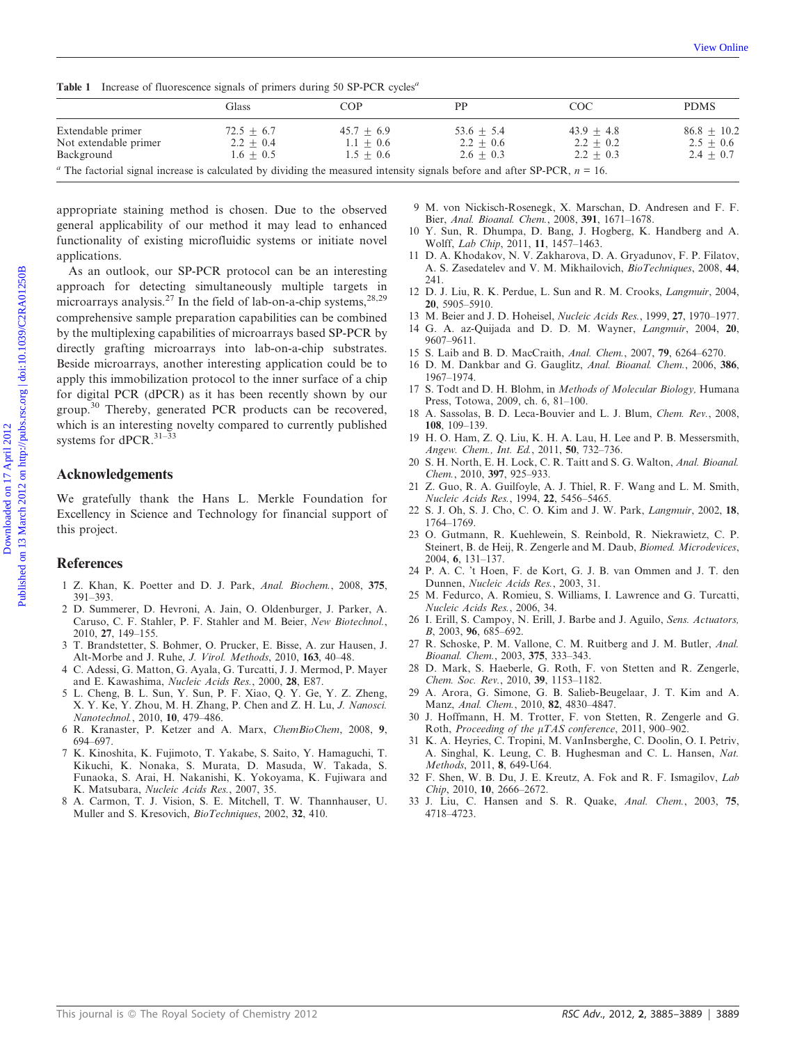Table 1 Increase of fluorescence signals of primers during 50 SP-PCR cycles[a]

| | Glass | COP | PP | COC | PDMS |
|---|---|---|---|---|---|
| Extendable primer | 72.5 ± 6.7 | 45.7 ± 6.9 | 53.6 ± 5.4 | 43.9 ± 4.8 | 86.8 ± 10.2 |
| Not extendable primer | 2.2 ± 0.4 | 1.1 ± 0.6 | 2.2 ± 0.6 | 2.2 ± 0.2 | 2.5 ± 0.6 |
| Background | 1.6 ± 0.5 | 1.5 ± 0.6 | 2.6 ± 0.3 | 2.2 ± 0.3 | 2.4 ± 0.7 |

[a] The factorial signal increase is calculated by dividing the measured intensity signals before and after SP-PCR, $n = 16$.

appropriate staining method is chosen. Due to the observed general applicability of our method it may lead to enhanced functionality of existing microfluidic systems or initiate novel applications.

As an outlook, our SP-PCR protocol can be an interesting approach for detecting simultaneously multiple targets in microarrays analysis.[27] In the field of lab-on-a-chip systems,[28,29] comprehensive sample preparation capabilities can be combined by the multiplexing capabilities of microarrays based SP-PCR by directly grafting microarrays into lab-on-a-chip substrates. Beside microarrays, another interesting application could be to apply this immobilization protocol to the inner surface of a chip for digital PCR (dPCR) as it has been recently shown by our group.[30] Thereby, generated PCR products can be recovered, which is an interesting novelty compared to currently published systems for dPCR.[31–33]

## Acknowledgements

We gratefully thank the Hans L. Merkle Foundation for Excellency in Science and Technology for financial support of this project.

## References

1. Z. Khan, K. Poetter and D. J. Park, *Anal. Biochem.*, 2008, **375**, 391–393.
2. D. Summerer, D. Hevroni, A. Jain, O. Oldenburger, J. Parker, A. Caruso, C. F. Stahler, P. F. Stahler and M. Beier, *New Biotechnol.*, 2010, **27**, 149–155.
3. T. Brandstetter, S. Bohmer, O. Prucker, E. Bisse, A. zur Hausen, J. Alt-Morbe and J. Ruhe, *J. Virol. Methods*, 2010, **163**, 40–48.
4. C. Adessi, G. Matton, G. Ayala, G. Turcatti, J. J. Mermod, P. Mayer and E. Kawashima, *Nucleic Acids Res.*, 2000, **28**, E87.
5. L. Cheng, B. L. Sun, Y. Sun, P. F. Xiao, Q. Y. Ge, Y. Z. Zheng, X. Y. Ke, Y. Zhou, M. H. Zhang, P. Chen and Z. H. Lu, *J. Nanosci. Nanotechnol.*, 2010, **10**, 479–486.
6. R. Kranaster, P. Ketzer and A. Marx, *ChemBioChem*, 2008, **9**, 694–697.
7. K. Kinoshita, K. Fujimoto, T. Yakabe, S. Saito, Y. Hamaguchi, T. Kikuchi, K. Nonaka, S. Murata, D. Masuda, W. Takada, S. Funaoka, S. Arai, H. Nakanishi, K. Yokoyama, K. Fujiwara and K. Matsubara, *Nucleic Acids Res.*, 2007, 35.
8. A. Carmon, T. J. Vision, S. E. Mitchell, T. W. Thannhauser, U. Muller and S. Kresovich, *BioTechniques*, 2002, **32**, 410.
9. M. von Nickisch-Rosenegk, X. Marschan, D. Andresen and F. F. Bier, *Anal. Bioanal. Chem.*, 2008, **391**, 1671–1678.
10. Y. Sun, R. Dhumpa, D. Bang, J. Hogberg, K. Handberg and A. Wolff, *Lab Chip*, 2011, **11**, 1457–1463.
11. D. A. Khodakov, N. V. Zakharova, D. A. Gryadunov, F. P. Filatov, A. S. Zasedatelev and V. M. Mikhailovich, *BioTechniques*, 2008, **44**, 241.
12. D. J. Liu, R. K. Perdue, L. Sun and R. M. Crooks, *Langmuir*, 2004, **20**, 5905–5910.
13. M. Beier and J. D. Hoheisel, *Nucleic Acids Res.*, 1999, **27**, 1970–1977.
14. G. A. az-Quijada and D. D. M. Wayner, *Langmuir*, 2004, **20**, 9607–9611.
15. S. Laib and B. D. MacCraith, *Anal. Chem.*, 2007, **79**, 6264–6270.
16. D. M. Dankbar and G. Gauglitz, *Anal. Bioanal. Chem.*, 2006, **386**, 1967–1974.
17. S. Todt and D. H. Blohm, in *Methods of Molecular Biology,* Humana Press, Totowa, 2009, ch. 6, 81–100.
18. A. Sassolas, B. D. Leca-Bouvier and L. J. Blum, *Chem. Rev.*, 2008, **108**, 109–139.
19. H. O. Ham, Z. Q. Liu, K. H. A. Lau, H. Lee and P. B. Messersmith, *Angew. Chem., Int. Ed.*, 2011, **50**, 732–736.
20. S. H. North, E. H. Lock, C. R. Taitt and S. G. Walton, *Anal. Bioanal. Chem.*, 2010, **397**, 925–933.
21. Z. Guo, R. A. Guilfoyle, A. J. Thiel, R. F. Wang and L. M. Smith, *Nucleic Acids Res.*, 1994, **22**, 5456–5465.
22. S. J. Oh, S. J. Cho, C. O. Kim and J. W. Park, *Langmuir*, 2002, **18**, 1764–1769.
23. O. Gutmann, R. Kuehlewein, S. Reinbold, R. Niekrawietz, C. P. Steinert, B. de Heij, R. Zengerle and M. Daub, *Biomed. Microdevices*, 2004, **6**, 131–137.
24. P. A. C. 't Hoen, F. de Kort, G. J. B. van Ommen and J. T. den Dunnen, *Nucleic Acids Res.*, 2003, 31.
25. M. Fedurco, A. Romieu, S. Williams, I. Lawrence and G. Turcatti, *Nucleic Acids Res.*, 2006, 34.
26. I. Erill, S. Campoy, N. Erill, J. Barbe and J. Aguilo, *Sens. Actuators, B*, 2003, **96**, 685–692.
27. R. Schoske, P. M. Vallone, C. M. Ruitberg and J. M. Butler, *Anal. Bioanal. Chem.*, 2003, **375**, 333–343.
28. D. Mark, S. Haeberle, G. Roth, F. von Stetten and R. Zengerle, *Chem. Soc. Rev.*, 2010, **39**, 1153–1182.
29. A. Arora, G. Simone, G. B. Salieb-Beugelaar, J. T. Kim and A. Manz, *Anal. Chem.*, 2010, **82**, 4830–4847.
30. J. Hoffmann, H. M. Trotter, F. von Stetten, R. Zengerle and G. Roth, *Proceeding of the μTAS conference*, 2011, 900–902.
31. K. A. Heyries, C. Tropini, M. VanInsberghe, C. Doolin, O. I. Petriv, A. Singhal, K. Leung, C. B. Hughesman and C. L. Hansen, *Nat. Methods*, 2011, **8**, 649-U64.
32. F. Shen, W. B. Du, J. E. Kreutz, A. Fok and R. F. Ismagilov, *Lab Chip*, 2010, **10**, 2666–2672.
33. J. Liu, C. Hansen and S. R. Quake, *Anal. Chem.*, 2003, **75**, 4718–4723.